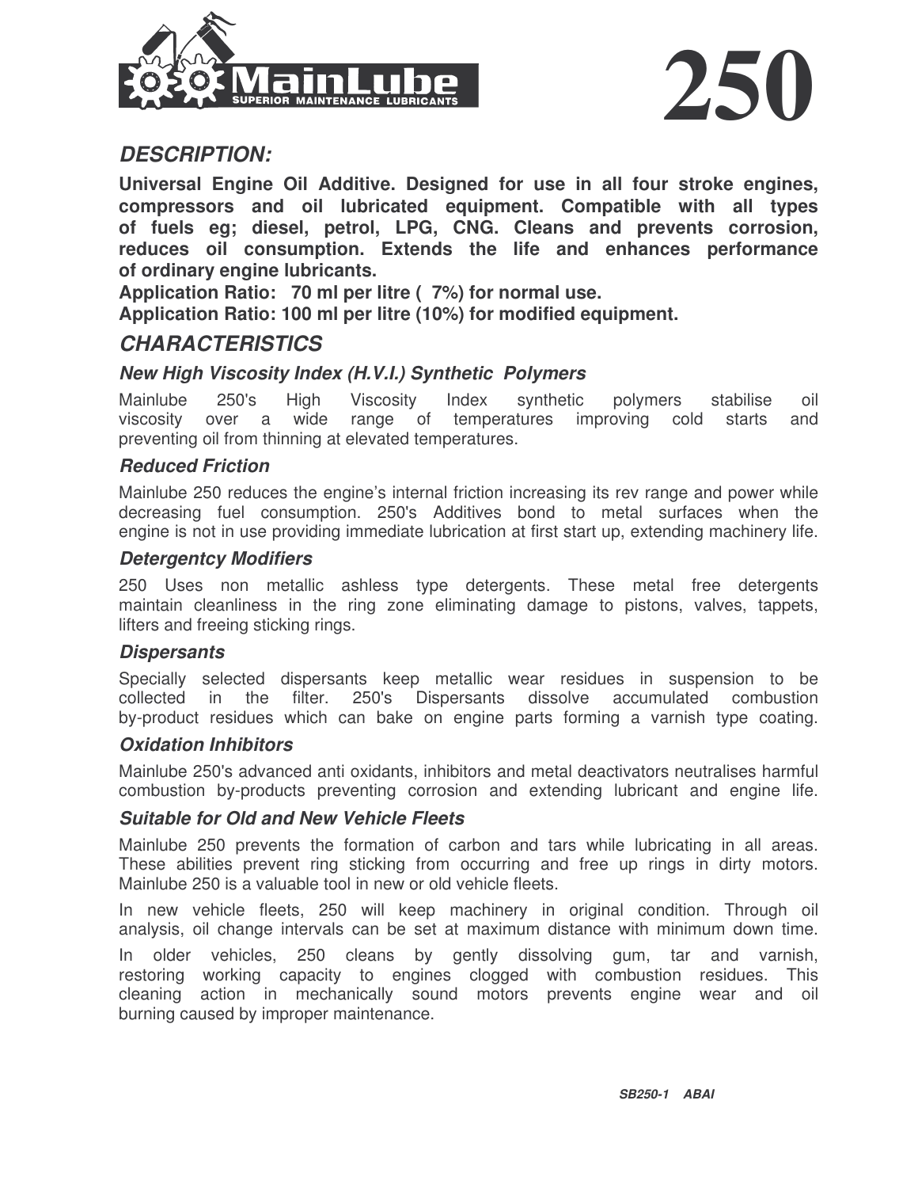MainLube
SUPERIOR MAINTENANCE LUBRICANTS

# 250

## DESCRIPTION:

**Universal Engine Oil Additive. Designed for use in all four stroke engines, compressors and oil lubricated equipment. Compatible with all types of fuels eg; diesel, petrol, LPG, CNG. Cleans and prevents corrosion, reduces oil consumption. Extends the life and enhances performance of ordinary engine lubricants.**

**Application Ratio: 70 ml per litre ( 7%) for normal use.**

**Application Ratio: 100 ml per litre (10%) for modified equipment.**

## CHARACTERISTICS

### *New High Viscosity Index (H.V.I.) Synthetic Polymers*

Mainlube 250's High Viscosity Index synthetic polymers stabilise oil viscosity over a wide range of temperatures improving cold starts and preventing oil from thinning at elevated temperatures.

### *Reduced Friction*

Mainlube 250 reduces the engine's internal friction increasing its rev range and power while decreasing fuel consumption. 250's Additives bond to metal surfaces when the engine is not in use providing immediate lubrication at first start up, extending machinery life.

### *Detergentcy Modifiers*

250 Uses non metallic ashless type detergents. These metal free detergents maintain cleanliness in the ring zone eliminating damage to pistons, valves, tappets, lifters and freeing sticking rings.

### *Dispersants*

Specially selected dispersants keep metallic wear residues in suspension to be collected in the filter. 250's Dispersants dissolve accumulated combustion by-product residues which can bake on engine parts forming a varnish type coating.

### *Oxidation Inhibitors*

Mainlube 250's advanced anti oxidants, inhibitors and metal deactivators neutralises harmful combustion by-products preventing corrosion and extending lubricant and engine life.

### *Suitable for Old and New Vehicle Fleets*

Mainlube 250 prevents the formation of carbon and tars while lubricating in all areas. These abilities prevent ring sticking from occurring and free up rings in dirty motors. Mainlube 250 is a valuable tool in new or old vehicle fleets.

In new vehicle fleets, 250 will keep machinery in original condition. Through oil analysis, oil change intervals can be set at maximum distance with minimum down time.

In older vehicles, 250 cleans by gently dissolving gum, tar and varnish, restoring working capacity to engines clogged with combustion residues. This cleaning action in mechanically sound motors prevents engine wear and oil burning caused by improper maintenance.

***SB250-1 ABAI***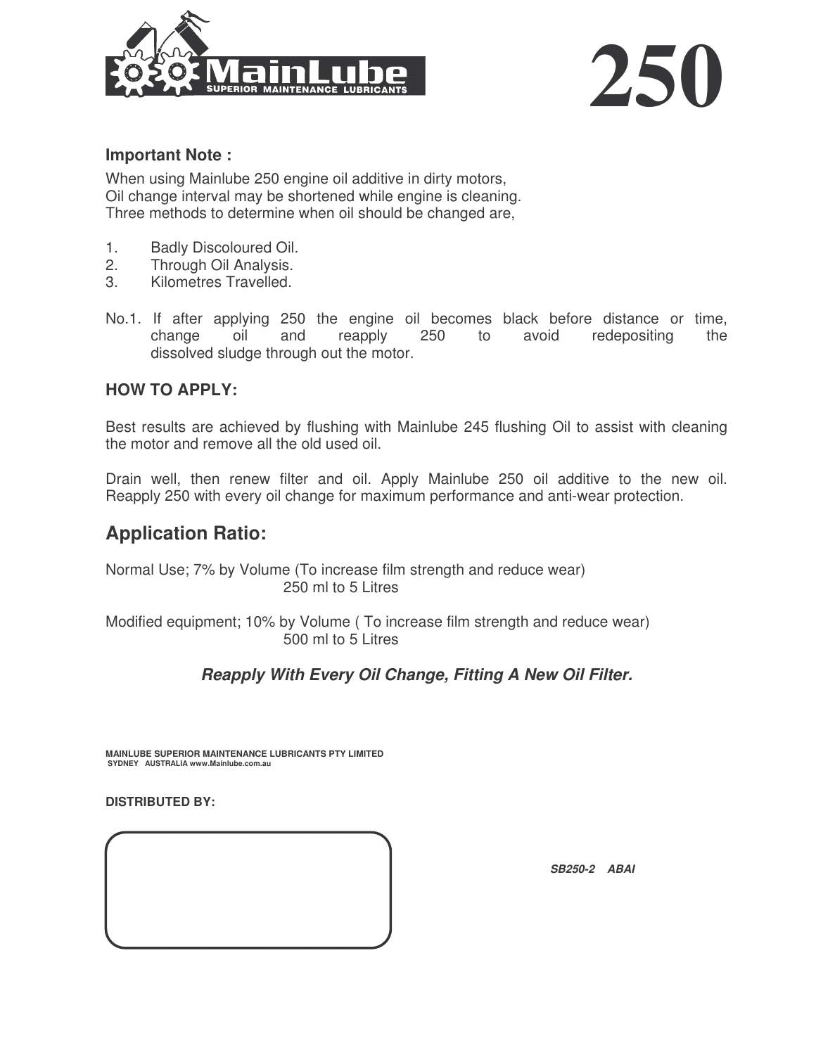MainLube
SUPERIOR MAINTENANCE LUBRICANTS

# 250

**Important Note :**

When using Mainlube 250 engine oil additive in dirty motors,
Oil change interval may be shortened while engine is cleaning.
Three methods to determine when oil should be changed are,

1. Badly Discoloured Oil.
2. Through Oil Analysis.
3. Kilometres Travelled.

No.1. If after applying 250 the engine oil becomes black before distance or time, change oil and reapply 250 to avoid redepositing the dissolved sludge through out the motor.

**HOW TO APPLY:**

Best results are achieved by flushing with Mainlube 245 flushing Oil to assist with cleaning the motor and remove all the old used oil.

Drain well, then renew filter and oil. Apply Mainlube 250 oil additive to the new oil. Reapply 250 with every oil change for maximum performance and anti-wear protection.

## Application Ratio:

Normal Use; 7% by Volume (To increase film strength and reduce wear)
250 ml to 5 Litres

Modified equipment; 10% by Volume ( To increase film strength and reduce wear)
500 ml to 5 Litres

***Reapply With Every Oil Change, Fitting A New Oil Filter.***

**MAINLUBE SUPERIOR MAINTENANCE LUBRICANTS PTY LIMITED**
**SYDNEY AUSTRALIA www.Mainlube.com.au**

**DISTRIBUTED BY:**

***SB250-2 ABAI***